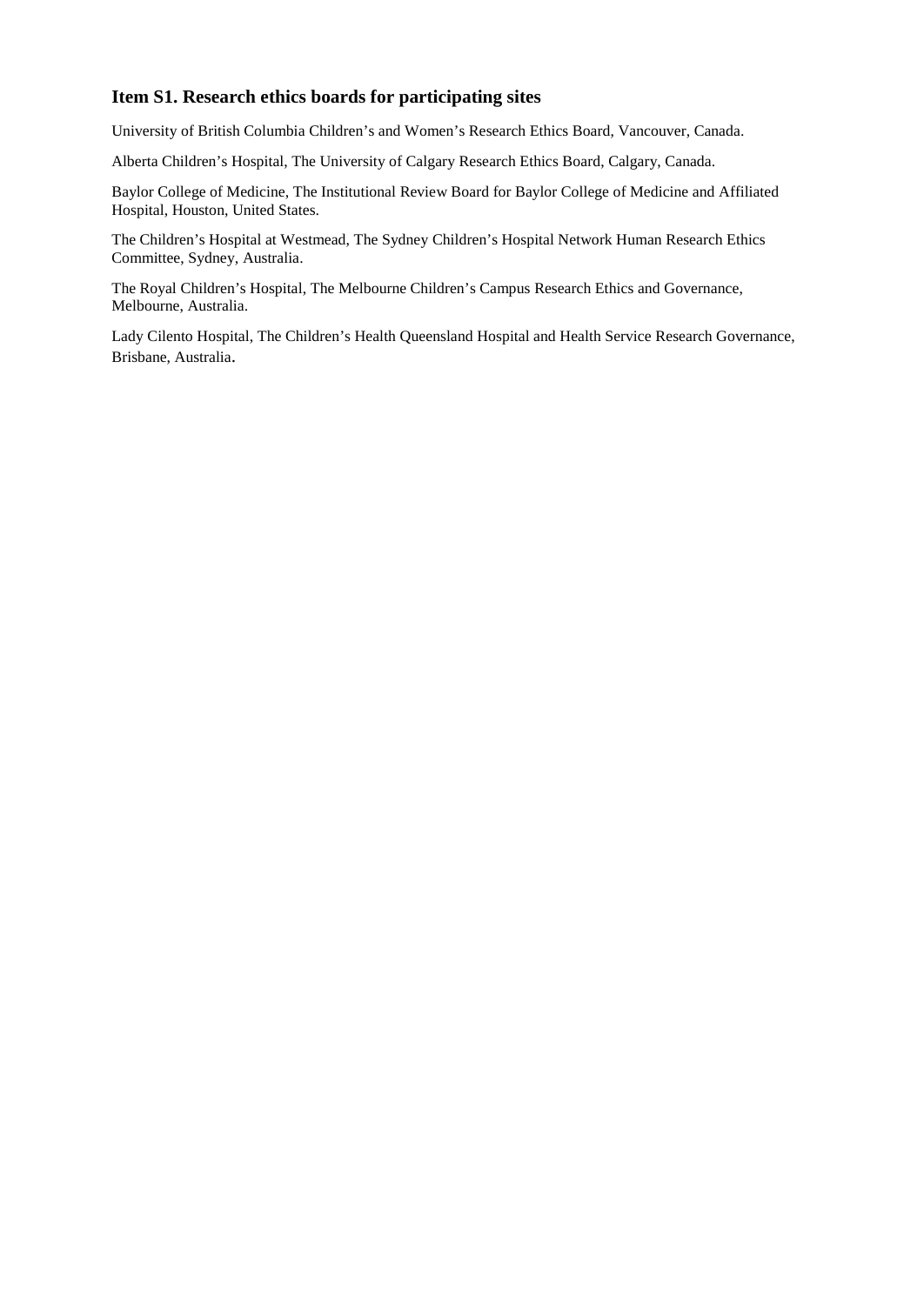## Item S1. Research ethics boards for participating sites

University of British Columbia Children's and Women's Research Ethics Board, Vancouver, Canada.

Alberta Children's Hospital, The University of Calgary Research Ethics Board, Calgary, Canada.

Baylor College of Medicine, The Institutional Review Board for Baylor College of Medicine and Affiliated Hospital, Houston, United States.

The Children's Hospital at Westmead, The Sydney Children's Hospital Network Human Research Ethics Committee, Sydney, Australia.

The Royal Children's Hospital, The Melbourne Children's Campus Research Ethics and Governance, Melbourne, Australia.

Lady Cilento Hospital, The Children's Health Queensland Hospital and Health Service Research Governance, Brisbane, Australia.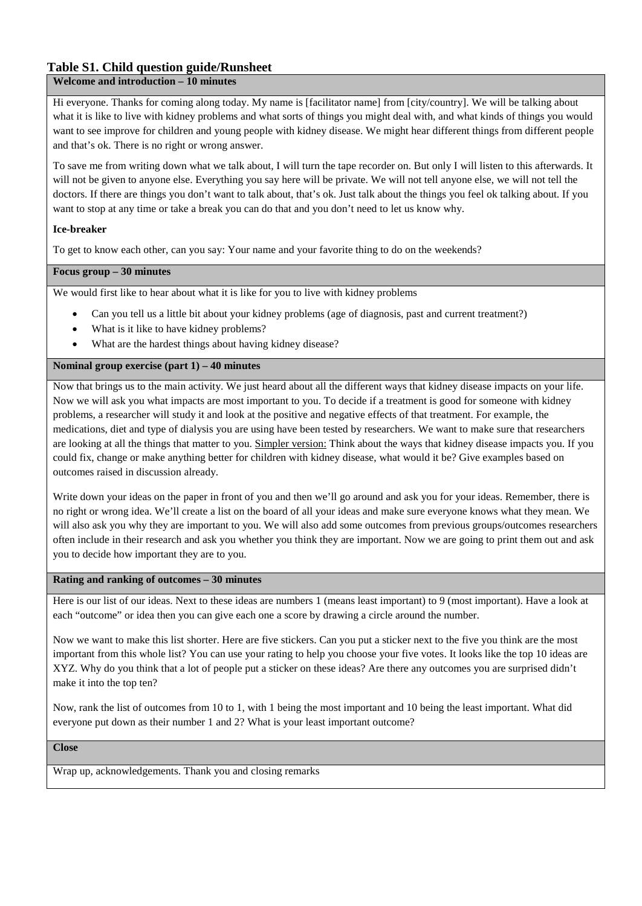## Table S1. Child question guide/Runsheet

**Welcome and introduction – 10 minutes**

Hi everyone. Thanks for coming along today. My name is [facilitator name] from [city/country]. We will be talking about what it is like to live with kidney problems and what sorts of things you might deal with, and what kinds of things you would want to see improve for children and young people with kidney disease. We might hear different things from different people and that's ok. There is no right or wrong answer.

To save me from writing down what we talk about, I will turn the tape recorder on. But only I will listen to this afterwards. It will not be given to anyone else. Everything you say here will be private. We will not tell anyone else, we will not tell the doctors. If there are things you don't want to talk about, that's ok. Just talk about the things you feel ok talking about. If you want to stop at any time or take a break you can do that and you don't need to let us know why.

**Ice-breaker**

To get to know each other, can you say: Your name and your favorite thing to do on the weekends?

**Focus group – 30 minutes**

We would first like to hear about what it is like for you to live with kidney problems

- Can you tell us a little bit about your kidney problems (age of diagnosis, past and current treatment?)
- What is it like to have kidney problems?
- What are the hardest things about having kidney disease?

**Nominal group exercise (part 1) – 40 minutes**

Now that brings us to the main activity. We just heard about all the different ways that kidney disease impacts on your life. Now we will ask you what impacts are most important to you. To decide if a treatment is good for someone with kidney problems, a researcher will study it and look at the positive and negative effects of that treatment. For example, the medications, diet and type of dialysis you are using have been tested by researchers. We want to make sure that researchers are looking at all the things that matter to you. <u>Simpler version:</u> Think about the ways that kidney disease impacts you. If you could fix, change or make anything better for children with kidney disease, what would it be? Give examples based on outcomes raised in discussion already.

Write down your ideas on the paper in front of you and then we'll go around and ask you for your ideas. Remember, there is no right or wrong idea. We'll create a list on the board of all your ideas and make sure everyone knows what they mean. We will also ask you why they are important to you. We will also add some outcomes from previous groups/outcomes researchers often include in their research and ask you whether you think they are important. Now we are going to print them out and ask you to decide how important they are to you.

**Rating and ranking of outcomes – 30 minutes**

Here is our list of our ideas. Next to these ideas are numbers 1 (means least important) to 9 (most important). Have a look at each "outcome" or idea then you can give each one a score by drawing a circle around the number.

Now we want to make this list shorter. Here are five stickers. Can you put a sticker next to the five you think are the most important from this whole list? You can use your rating to help you choose your five votes. It looks like the top 10 ideas are XYZ. Why do you think that a lot of people put a sticker on these ideas? Are there any outcomes you are surprised didn't make it into the top ten?

Now, rank the list of outcomes from 10 to 1, with 1 being the most important and 10 being the least important. What did everyone put down as their number 1 and 2? What is your least important outcome?

**Close**

Wrap up, acknowledgements. Thank you and closing remarks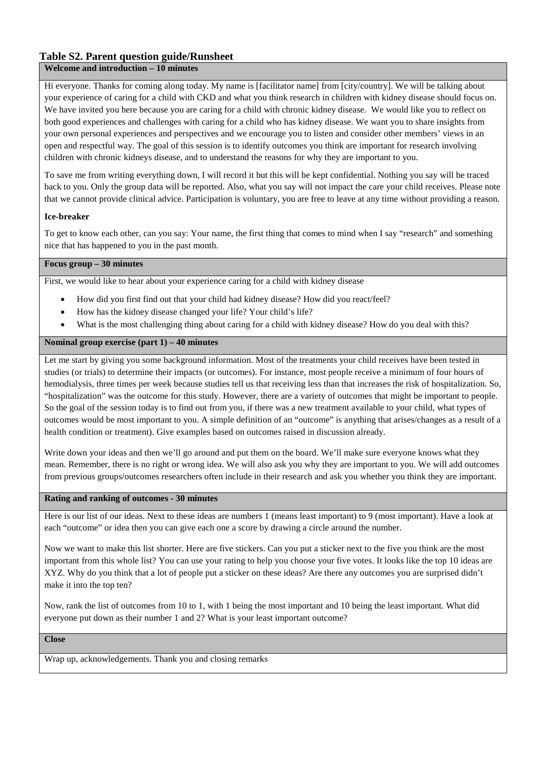## Table S2. Parent question guide/Runsheet

**Welcome and introduction – 10 minutes**

Hi everyone. Thanks for coming along today. My name is [facilitator name] from [city/country]. We will be talking about your experience of caring for a child with CKD and what you think research in children with kidney disease should focus on. We have invited you here because you are caring for a child with chronic kidney disease. We would like you to reflect on both good experiences and challenges with caring for a child who has kidney disease. We want you to share insights from your own personal experiences and perspectives and we encourage you to listen and consider other members' views in an open and respectful way. The goal of this session is to identify outcomes you think are important for research involving children with chronic kidneys disease, and to understand the reasons for why they are important to you.

To save me from writing everything down, I will record it but this will be kept confidential. Nothing you say will be traced back to you. Only the group data will be reported. Also, what you say will not impact the care your child receives. Please note that we cannot provide clinical advice. Participation is voluntary, you are free to leave at any time without providing a reason.

**Ice-breaker**

To get to know each other, can you say: Your name, the first thing that comes to mind when I say "research" and something nice that has happened to you in the past month.

**Focus group – 30 minutes**

First, we would like to hear about your experience caring for a child with kidney disease

- How did you first find out that your child had kidney disease? How did you react/feel?
- How has the kidney disease changed your life? Your child's life?
- What is the most challenging thing about caring for a child with kidney disease? How do you deal with this?

**Nominal group exercise (part 1) – 40 minutes**

Let me start by giving you some background information. Most of the treatments your child receives have been tested in studies (or trials) to determine their impacts (or outcomes). For instance, most people receive a minimum of four hours of hemodialysis, three times per week because studies tell us that receiving less than that increases the risk of hospitalization. So, "hospitalization" was the outcome for this study. However, there are a variety of outcomes that might be important to people. So the goal of the session today is to find out from you, if there was a new treatment available to your child, what types of outcomes would be most important to you. A simple definition of an "outcome" is anything that arises/changes as a result of a health condition or treatment). Give examples based on outcomes raised in discussion already.

Write down your ideas and then we'll go around and put them on the board. We'll make sure everyone knows what they mean. Remember, there is no right or wrong idea. We will also ask you why they are important to you. We will add outcomes from previous groups/outcomes researchers often include in their research and ask you whether you think they are important.

**Rating and ranking of outcomes - 30 minutes**

Here is our list of our ideas. Next to these ideas are numbers 1 (means least important) to 9 (most important). Have a look at each "outcome" or idea then you can give each one a score by drawing a circle around the number.

Now we want to make this list shorter. Here are five stickers. Can you put a sticker next to the five you think are the most important from this whole list? You can use your rating to help you choose your five votes. It looks like the top 10 ideas are XYZ. Why do you think that a lot of people put a sticker on these ideas? Are there any outcomes you are surprised didn't make it into the top ten?

Now, rank the list of outcomes from 10 to 1, with 1 being the most important and 10 being the least important. What did everyone put down as their number 1 and 2? What is your least important outcome?

**Close**

Wrap up, acknowledgements. Thank you and closing remarks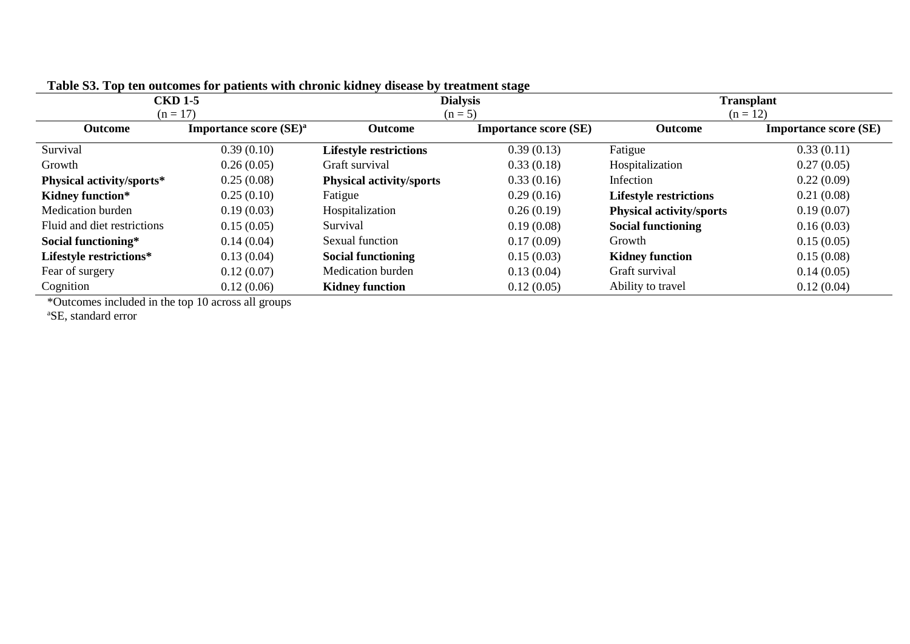**Table S3. Top ten outcomes for patients with chronic kidney disease by treatment stage**

| CKD 1-5 (n = 17) | | Dialysis (n = 5) | | Transplant (n = 12) | |
|---|---|---|---|---|---|
| **Outcome** | **Importance score (SE)[a]** | **Outcome** | **Importance score (SE)** | **Outcome** | **Importance score (SE)** |
| Survival | 0.39 (0.10) | **Lifestyle restrictions** | 0.39 (0.13) | Fatigue | 0.33 (0.11) |
| Growth | 0.26 (0.05) | Graft survival | 0.33 (0.18) | Hospitalization | 0.27 (0.05) |
| **Physical activity/sports*** | 0.25 (0.08) | **Physical activity/sports** | 0.33 (0.16) | Infection | 0.22 (0.09) |
| **Kidney function*** | 0.25 (0.10) | Fatigue | 0.29 (0.16) | **Lifestyle restrictions** | 0.21 (0.08) |
| Medication burden | 0.19 (0.03) | Hospitalization | 0.26 (0.19) | **Physical activity/sports** | 0.19 (0.07) |
| Fluid and diet restrictions | 0.15 (0.05) | Survival | 0.19 (0.08) | **Social functioning** | 0.16 (0.03) |
| **Social functioning*** | 0.14 (0.04) | Sexual function | 0.17 (0.09) | Growth | 0.15 (0.05) |
| **Lifestyle restrictions*** | 0.13 (0.04) | **Social functioning** | 0.15 (0.03) | **Kidney function** | 0.15 (0.08) |
| Fear of surgery | 0.12 (0.07) | Medication burden | 0.13 (0.04) | Graft survival | 0.14 (0.05) |
| Cognition | 0.12 (0.06) | **Kidney function** | 0.12 (0.05) | Ability to travel | 0.12 (0.04) |

*Outcomes included in the top 10 across all groups

[a]SE, standard error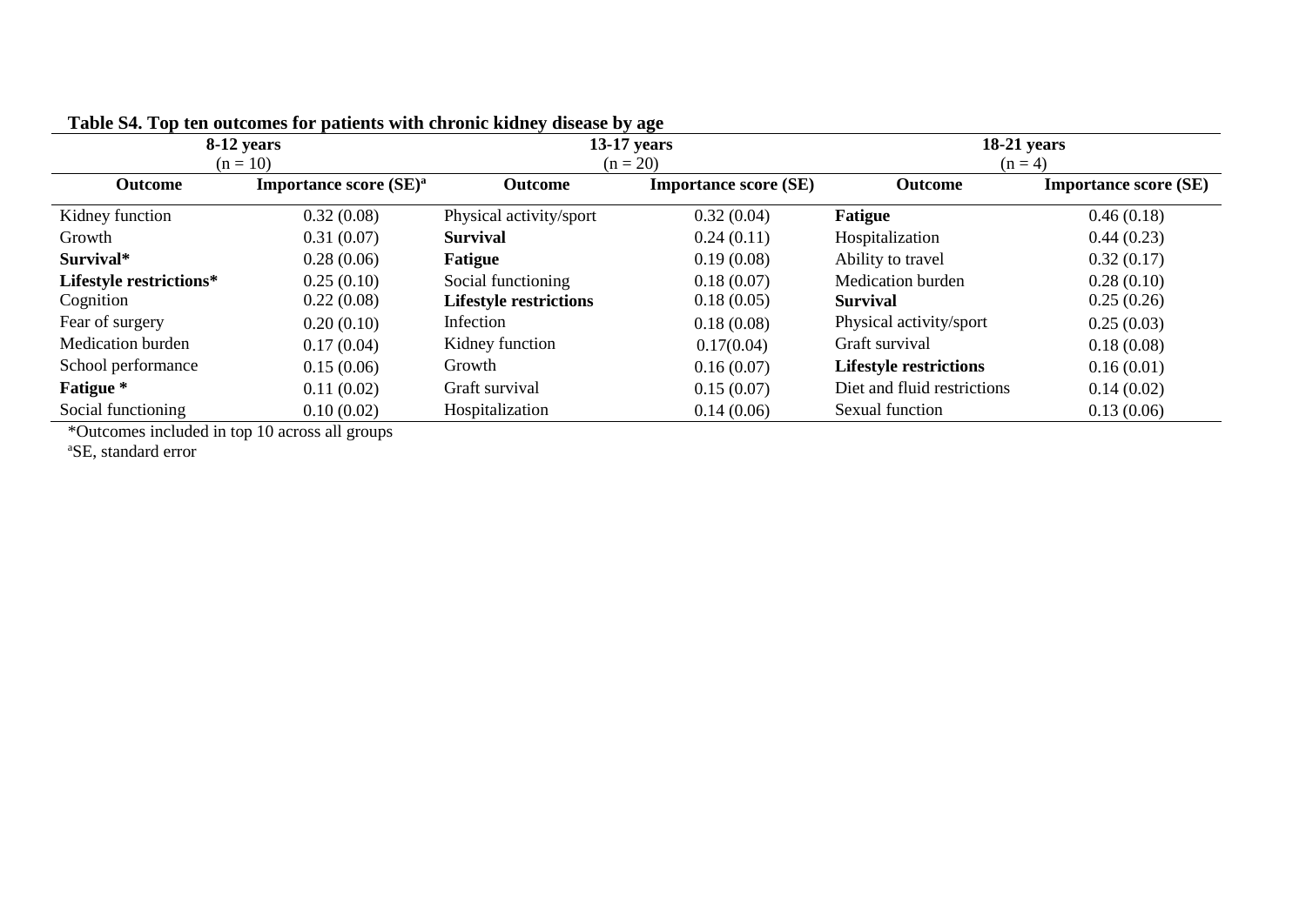**Table S4. Top ten outcomes for patients with chronic kidney disease by age**

| 8-12 years (n = 10) | | 13-17 years (n = 20) | | 18-21 years (n = 4) | |
|---|---|---|---|---|---|
| **Outcome** | **Importance score (SE)[a]** | **Outcome** | **Importance score (SE)** | **Outcome** | **Importance score (SE)** |
| Kidney function | 0.32 (0.08) | Physical activity/sport | 0.32 (0.04) | **Fatigue** | 0.46 (0.18) |
| Growth | 0.31 (0.07) | **Survival** | 0.24 (0.11) | Hospitalization | 0.44 (0.23) |
| **Survival*** | 0.28 (0.06) | **Fatigue** | 0.19 (0.08) | Ability to travel | 0.32 (0.17) |
| **Lifestyle restrictions*** | 0.25 (0.10) | Social functioning | 0.18 (0.07) | Medication burden | 0.28 (0.10) |
| Cognition | 0.22 (0.08) | **Lifestyle restrictions** | 0.18 (0.05) | **Survival** | 0.25 (0.26) |
| Fear of surgery | 0.20 (0.10) | Infection | 0.18 (0.08) | Physical activity/sport | 0.25 (0.03) |
| Medication burden | 0.17 (0.04) | Kidney function | 0.17(0.04) | Graft survival | 0.18 (0.08) |
| School performance | 0.15 (0.06) | Growth | 0.16 (0.07) | **Lifestyle restrictions** | 0.16 (0.01) |
| **Fatigue *** | 0.11 (0.02) | Graft survival | 0.15 (0.07) | Diet and fluid restrictions | 0.14 (0.02) |
| Social functioning | 0.10 (0.02) | Hospitalization | 0.14 (0.06) | Sexual function | 0.13 (0.06) |

*Outcomes included in top 10 across all groups

[a]SE, standard error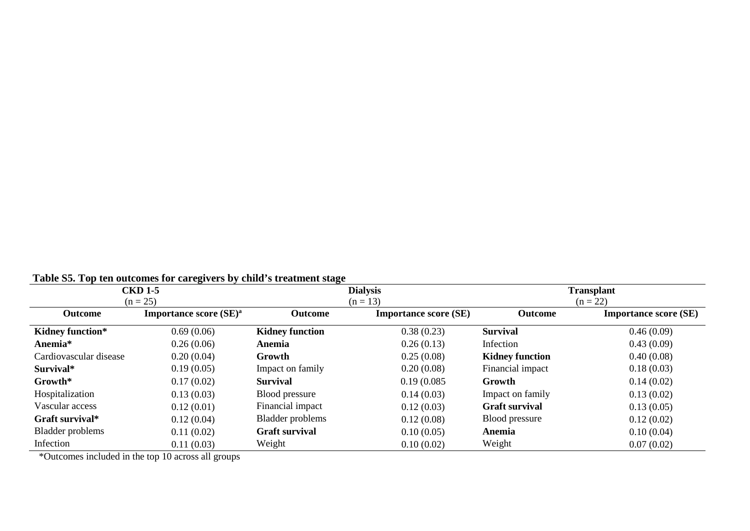**Table S5. Top ten outcomes for caregivers by child's treatment stage**

| CKD 1-5 (n = 25) | | Dialysis (n = 13) | | Transplant (n = 22) | |
|---|---|---|---|---|---|
| **Outcome** | **Importance score (SE)[a]** | **Outcome** | **Importance score (SE)** | **Outcome** | **Importance score (SE)** |
| **Kidney function*** | 0.69 (0.06) | **Kidney function** | 0.38 (0.23) | **Survival** | 0.46 (0.09) |
| **Anemia*** | 0.26 (0.06) | **Anemia** | 0.26 (0.13) | Infection | 0.43 (0.09) |
| Cardiovascular disease | 0.20 (0.04) | **Growth** | 0.25 (0.08) | **Kidney function** | 0.40 (0.08) |
| **Survival*** | 0.19 (0.05) | Impact on family | 0.20 (0.08) | Financial impact | 0.18 (0.03) |
| **Growth*** | 0.17 (0.02) | **Survival** | 0.19 (0.085 | **Growth** | 0.14 (0.02) |
| Hospitalization | 0.13 (0.03) | Blood pressure | 0.14 (0.03) | Impact on family | 0.13 (0.02) |
| Vascular access | 0.12 (0.01) | Financial impact | 0.12 (0.03) | **Graft survival** | 0.13 (0.05) |
| **Graft survival*** | 0.12 (0.04) | Bladder problems | 0.12 (0.08) | Blood pressure | 0.12 (0.02) |
| Bladder problems | 0.11 (0.02) | **Graft survival** | 0.10 (0.05) | **Anemia** | 0.10 (0.04) |
| Infection | 0.11 (0.03) | Weight | 0.10 (0.02) | Weight | 0.07 (0.02) |

*Outcomes included in the top 10 across all groups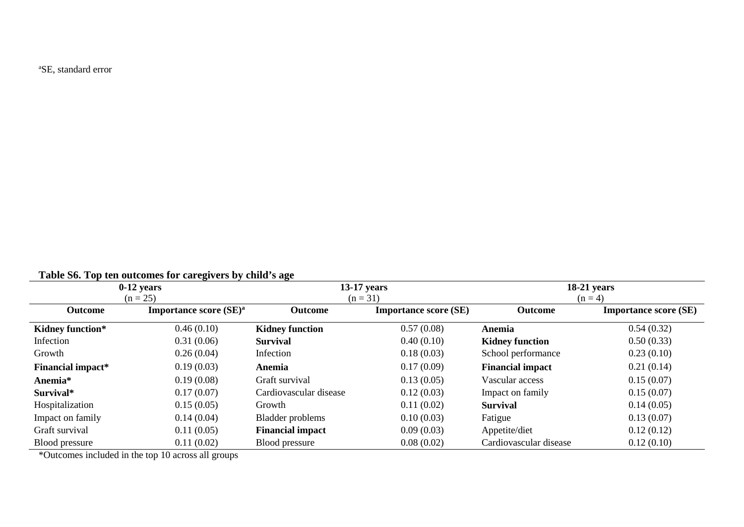[a]SE, standard error

**Table S6. Top ten outcomes for caregivers by child's age**

| 0-12 years (n = 25) | | 13-17 years (n = 31) | | 18-21 years (n = 4) | |
|---|---|---|---|---|---|
| **Outcome** | **Importance score (SE)[a]** | **Outcome** | **Importance score (SE)** | **Outcome** | **Importance score (SE)** |
| **Kidney function*** | 0.46 (0.10) | **Kidney function** | 0.57 (0.08) | **Anemia** | 0.54 (0.32) |
| Infection | 0.31 (0.06) | **Survival** | 0.40 (0.10) | **Kidney function** | 0.50 (0.33) |
| Growth | 0.26 (0.04) | Infection | 0.18 (0.03) | School performance | 0.23 (0.10) |
| **Financial impact*** | 0.19 (0.03) | **Anemia** | 0.17 (0.09) | **Financial impact** | 0.21 (0.14) |
| **Anemia*** | 0.19 (0.08) | Graft survival | 0.13 (0.05) | Vascular access | 0.15 (0.07) |
| **Survival*** | 0.17 (0.07) | Cardiovascular disease | 0.12 (0.03) | Impact on family | 0.15 (0.07) |
| Hospitalization | 0.15 (0.05) | Growth | 0.11 (0.02) | **Survival** | 0.14 (0.05) |
| Impact on family | 0.14 (0.04) | Bladder problems | 0.10 (0.03) | Fatigue | 0.13 (0.07) |
| Graft survival | 0.11 (0.05) | **Financial impact** | 0.09 (0.03) | Appetite/diet | 0.12 (0.12) |
| Blood pressure | 0.11 (0.02) | Blood pressure | 0.08 (0.02) | Cardiovascular disease | 0.12 (0.10) |

*Outcomes included in the top 10 across all groups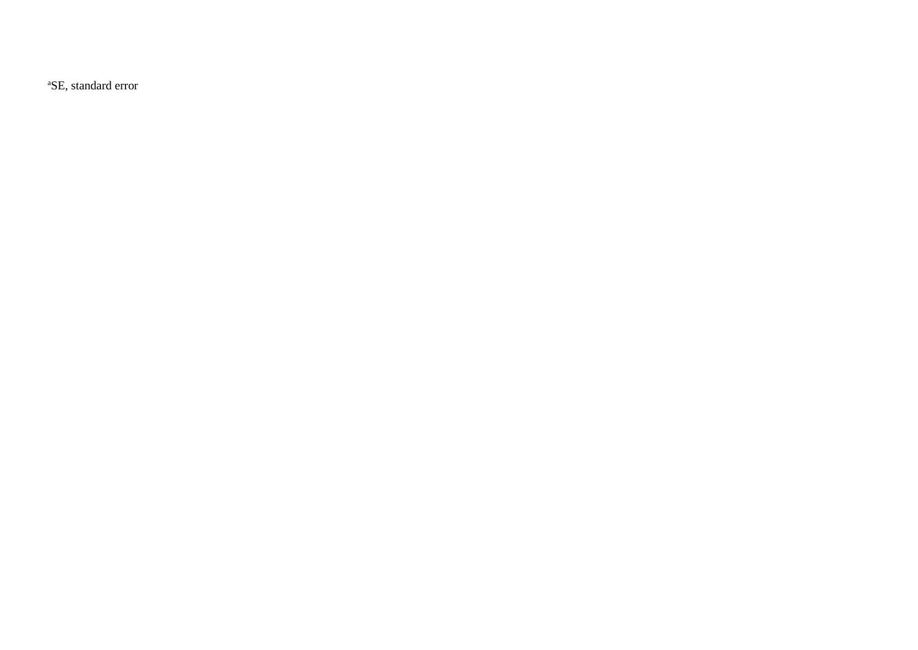[a]SE, standard error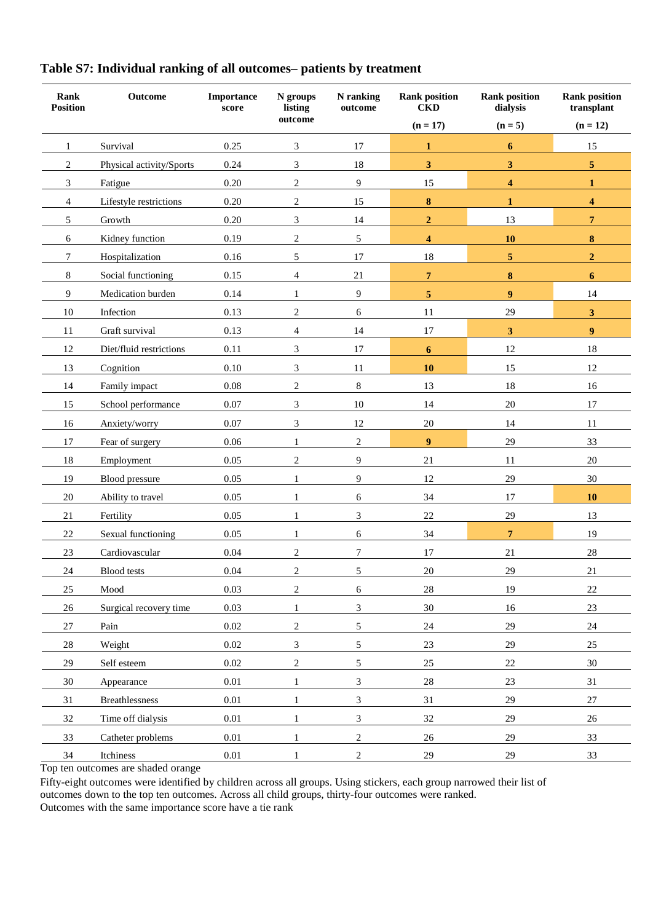# Table S7: Individual ranking of all outcomes– patients by treatment

| Rank Position | Outcome | Importance score | N groups listing outcome | N ranking outcome | Rank position CKD (n = 17) | Rank position dialysis (n = 5) | Rank position transplant (n = 12) |
|---|---|---|---|---|---|---|---|
| 1 | Survival | 0.25 | 3 | 17 | **1** | **6** | 15 |
| 2 | Physical activity/Sports | 0.24 | 3 | 18 | **3** | **3** | **5** |
| 3 | Fatigue | 0.20 | 2 | 9 | 15 | **4** | **1** |
| 4 | Lifestyle restrictions | 0.20 | 2 | 15 | **8** | **1** | **4** |
| 5 | Growth | 0.20 | 3 | 14 | **2** | 13 | **7** |
| 6 | Kidney function | 0.19 | 2 | 5 | **4** | **10** | **8** |
| 7 | Hospitalization | 0.16 | 5 | 17 | 18 | **5** | **2** |
| 8 | Social functioning | 0.15 | 4 | 21 | **7** | **8** | **6** |
| 9 | Medication burden | 0.14 | 1 | 9 | **5** | **9** | 14 |
| 10 | Infection | 0.13 | 2 | 6 | 11 | 29 | **3** |
| 11 | Graft survival | 0.13 | 4 | 14 | 17 | **3** | **9** |
| 12 | Diet/fluid restrictions | 0.11 | 3 | 17 | **6** | 12 | 18 |
| 13 | Cognition | 0.10 | 3 | 11 | **10** | 15 | 12 |
| 14 | Family impact | 0.08 | 2 | 8 | 13 | 18 | 16 |
| 15 | School performance | 0.07 | 3 | 10 | 14 | 20 | 17 |
| 16 | Anxiety/worry | 0.07 | 3 | 12 | 20 | 14 | 11 |
| 17 | Fear of surgery | 0.06 | 1 | 2 | **9** | 29 | 33 |
| 18 | Employment | 0.05 | 2 | 9 | 21 | 11 | 20 |
| 19 | Blood pressure | 0.05 | 1 | 9 | 12 | 29 | 30 |
| 20 | Ability to travel | 0.05 | 1 | 6 | 34 | 17 | **10** |
| 21 | Fertility | 0.05 | 1 | 3 | 22 | 29 | 13 |
| 22 | Sexual functioning | 0.05 | 1 | 6 | 34 | **7** | 19 |
| 23 | Cardiovascular | 0.04 | 2 | 7 | 17 | 21 | 28 |
| 24 | Blood tests | 0.04 | 2 | 5 | 20 | 29 | 21 |
| 25 | Mood | 0.03 | 2 | 6 | 28 | 19 | 22 |
| 26 | Surgical recovery time | 0.03 | 1 | 3 | 30 | 16 | 23 |
| 27 | Pain | 0.02 | 2 | 5 | 24 | 29 | 24 |
| 28 | Weight | 0.02 | 3 | 5 | 23 | 29 | 25 |
| 29 | Self esteem | 0.02 | 2 | 5 | 25 | 22 | 30 |
| 30 | Appearance | 0.01 | 1 | 3 | 28 | 23 | 31 |
| 31 | Breathlessness | 0.01 | 1 | 3 | 31 | 29 | 27 |
| 32 | Time off dialysis | 0.01 | 1 | 3 | 32 | 29 | 26 |
| 33 | Catheter problems | 0.01 | 1 | 2 | 26 | 29 | 33 |
| 34 | Itchiness | 0.01 | 1 | 2 | 29 | 29 | 33 |

Top ten outcomes are shaded orange

Fifty-eight outcomes were identified by children across all groups. Using stickers, each group narrowed their list of outcomes down to the top ten outcomes. Across all child groups, thirty-four outcomes were ranked.

Outcomes with the same importance score have a tie rank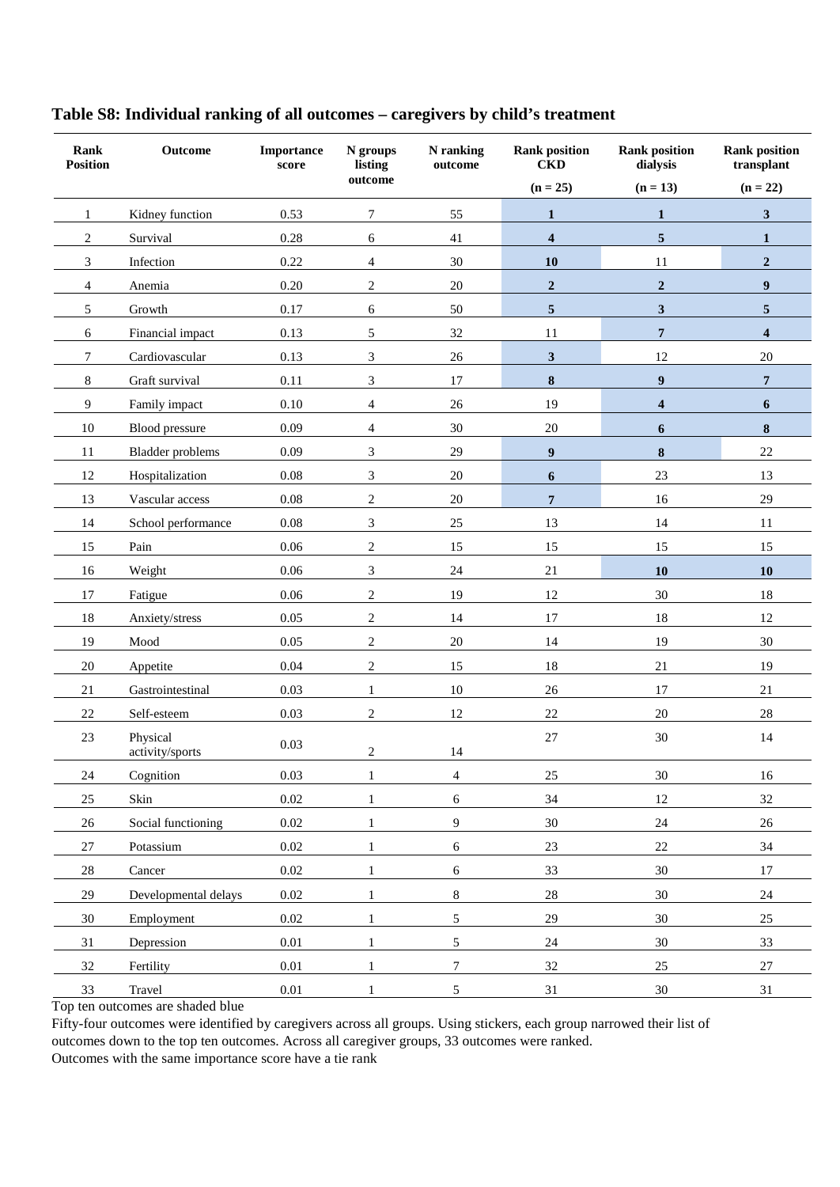## Table S8: Individual ranking of all outcomes – caregivers by child's treatment

| Rank Position | Outcome | Importance score | N groups listing outcome | N ranking outcome | Rank position CKD (n = 25) | Rank position dialysis (n = 13) | Rank position transplant (n = 22) |
|---|---|---|---|---|---|---|---|
| 1 | Kidney function | 0.53 | 7 | 55 | **1** | **1** | **3** |
| 2 | Survival | 0.28 | 6 | 41 | **4** | **5** | **1** |
| 3 | Infection | 0.22 | 4 | 30 | **10** | 11 | **2** |
| 4 | Anemia | 0.20 | 2 | 20 | **2** | **2** | **9** |
| 5 | Growth | 0.17 | 6 | 50 | **5** | **3** | **5** |
| 6 | Financial impact | 0.13 | 5 | 32 | 11 | **7** | **4** |
| 7 | Cardiovascular | 0.13 | 3 | 26 | **3** | 12 | 20 |
| 8 | Graft survival | 0.11 | 3 | 17 | **8** | **9** | **7** |
| 9 | Family impact | 0.10 | 4 | 26 | 19 | **4** | **6** |
| 10 | Blood pressure | 0.09 | 4 | 30 | 20 | **6** | **8** |
| 11 | Bladder problems | 0.09 | 3 | 29 | **9** | **8** | 22 |
| 12 | Hospitalization | 0.08 | 3 | 20 | **6** | 23 | 13 |
| 13 | Vascular access | 0.08 | 2 | 20 | **7** | 16 | 29 |
| 14 | School performance | 0.08 | 3 | 25 | 13 | 14 | 11 |
| 15 | Pain | 0.06 | 2 | 15 | 15 | 15 | 15 |
| 16 | Weight | 0.06 | 3 | 24 | 21 | **10** | **10** |
| 17 | Fatigue | 0.06 | 2 | 19 | 12 | 30 | 18 |
| 18 | Anxiety/stress | 0.05 | 2 | 14 | 17 | 18 | 12 |
| 19 | Mood | 0.05 | 2 | 20 | 14 | 19 | 30 |
| 20 | Appetite | 0.04 | 2 | 15 | 18 | 21 | 19 |
| 21 | Gastrointestinal | 0.03 | 1 | 10 | 26 | 17 | 21 |
| 22 | Self-esteem | 0.03 | 2 | 12 | 22 | 20 | 28 |
| 23 | Physical activity/sports | 0.03 | 2 | 14 | 27 | 30 | 14 |
| 24 | Cognition | 0.03 | 1 | 4 | 25 | 30 | 16 |
| 25 | Skin | 0.02 | 1 | 6 | 34 | 12 | 32 |
| 26 | Social functioning | 0.02 | 1 | 9 | 30 | 24 | 26 |
| 27 | Potassium | 0.02 | 1 | 6 | 23 | 22 | 34 |
| 28 | Cancer | 0.02 | 1 | 6 | 33 | 30 | 17 |
| 29 | Developmental delays | 0.02 | 1 | 8 | 28 | 30 | 24 |
| 30 | Employment | 0.02 | 1 | 5 | 29 | 30 | 25 |
| 31 | Depression | 0.01 | 1 | 5 | 24 | 30 | 33 |
| 32 | Fertility | 0.01 | 1 | 7 | 32 | 25 | 27 |
| 33 | Travel | 0.01 | 1 | 5 | 31 | 30 | 31 |

Top ten outcomes are shaded blue

Fifty-four outcomes were identified by caregivers across all groups. Using stickers, each group narrowed their list of outcomes down to the top ten outcomes. Across all caregiver groups, 33 outcomes were ranked.

Outcomes with the same importance score have a tie rank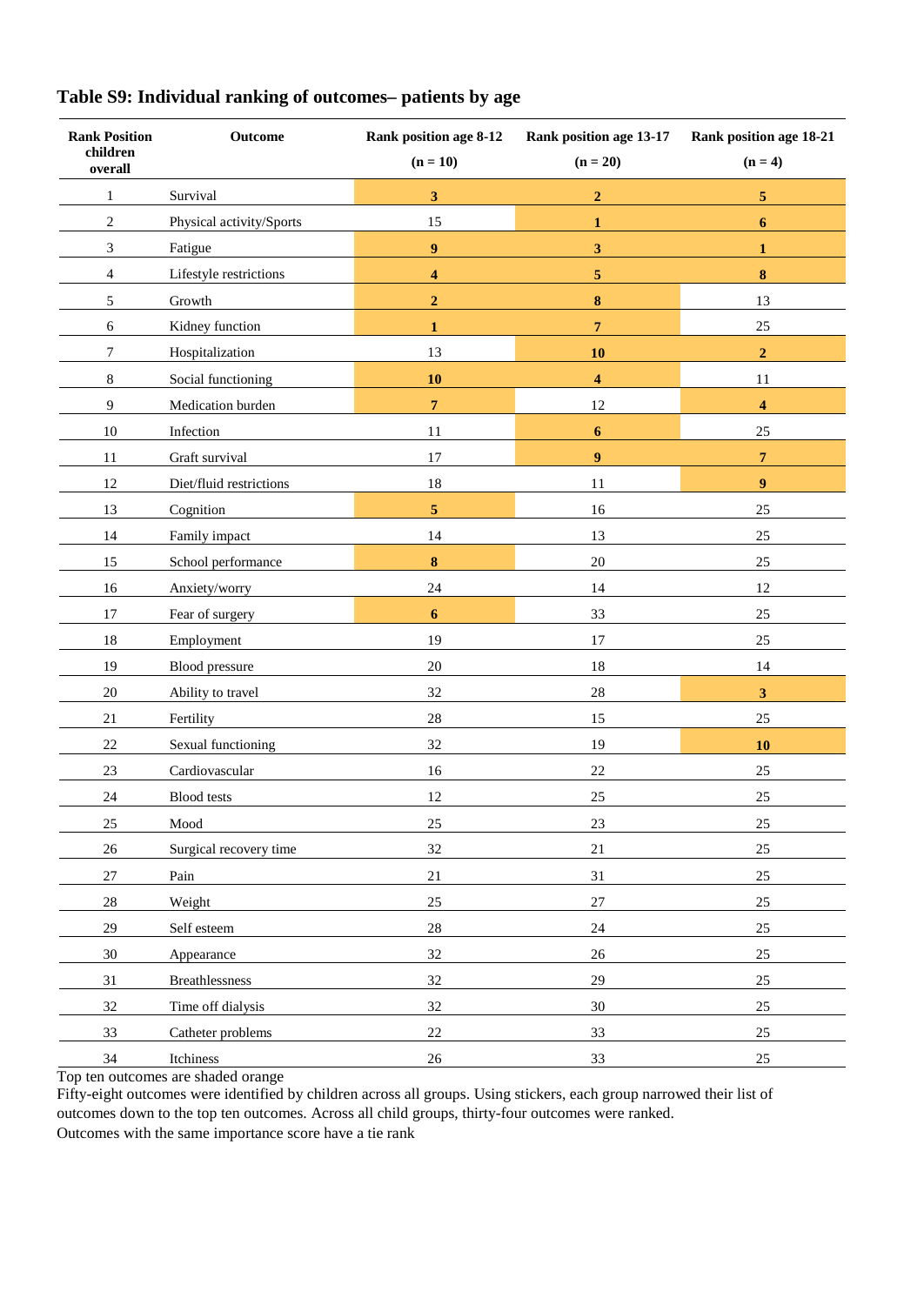## Table S9: Individual ranking of outcomes– patients by age

| Rank Position children overall | Outcome | Rank position age 8-12 (n = 10) | Rank position age 13-17 (n = 20) | Rank position age 18-21 (n = 4) |
|---|---|---|---|---|
| 1 | Survival | **3** | **2** | **5** |
| 2 | Physical activity/Sports | 15 | **1** | **6** |
| 3 | Fatigue | **9** | **3** | **1** |
| 4 | Lifestyle restrictions | **4** | **5** | **8** |
| 5 | Growth | **2** | **8** | 13 |
| 6 | Kidney function | **1** | **7** | 25 |
| 7 | Hospitalization | 13 | **10** | **2** |
| 8 | Social functioning | **10** | **4** | 11 |
| 9 | Medication burden | **7** | 12 | **4** |
| 10 | Infection | 11 | **6** | 25 |
| 11 | Graft survival | 17 | **9** | **7** |
| 12 | Diet/fluid restrictions | 18 | 11 | **9** |
| 13 | Cognition | **5** | 16 | 25 |
| 14 | Family impact | 14 | 13 | 25 |
| 15 | School performance | **8** | 20 | 25 |
| 16 | Anxiety/worry | 24 | 14 | 12 |
| 17 | Fear of surgery | **6** | 33 | 25 |
| 18 | Employment | 19 | 17 | 25 |
| 19 | Blood pressure | 20 | 18 | 14 |
| 20 | Ability to travel | 32 | 28 | **3** |
| 21 | Fertility | 28 | 15 | 25 |
| 22 | Sexual functioning | 32 | 19 | **10** |
| 23 | Cardiovascular | 16 | 22 | 25 |
| 24 | Blood tests | 12 | 25 | 25 |
| 25 | Mood | 25 | 23 | 25 |
| 26 | Surgical recovery time | 32 | 21 | 25 |
| 27 | Pain | 21 | 31 | 25 |
| 28 | Weight | 25 | 27 | 25 |
| 29 | Self esteem | 28 | 24 | 25 |
| 30 | Appearance | 32 | 26 | 25 |
| 31 | Breathlessness | 32 | 29 | 25 |
| 32 | Time off dialysis | 32 | 30 | 25 |
| 33 | Catheter problems | 22 | 33 | 25 |
| 34 | Itchiness | 26 | 33 | 25 |

Top ten outcomes are shaded orange
Fifty-eight outcomes were identified by children across all groups. Using stickers, each group narrowed their list of outcomes down to the top ten outcomes. Across all child groups, thirty-four outcomes were ranked.
Outcomes with the same importance score have a tie rank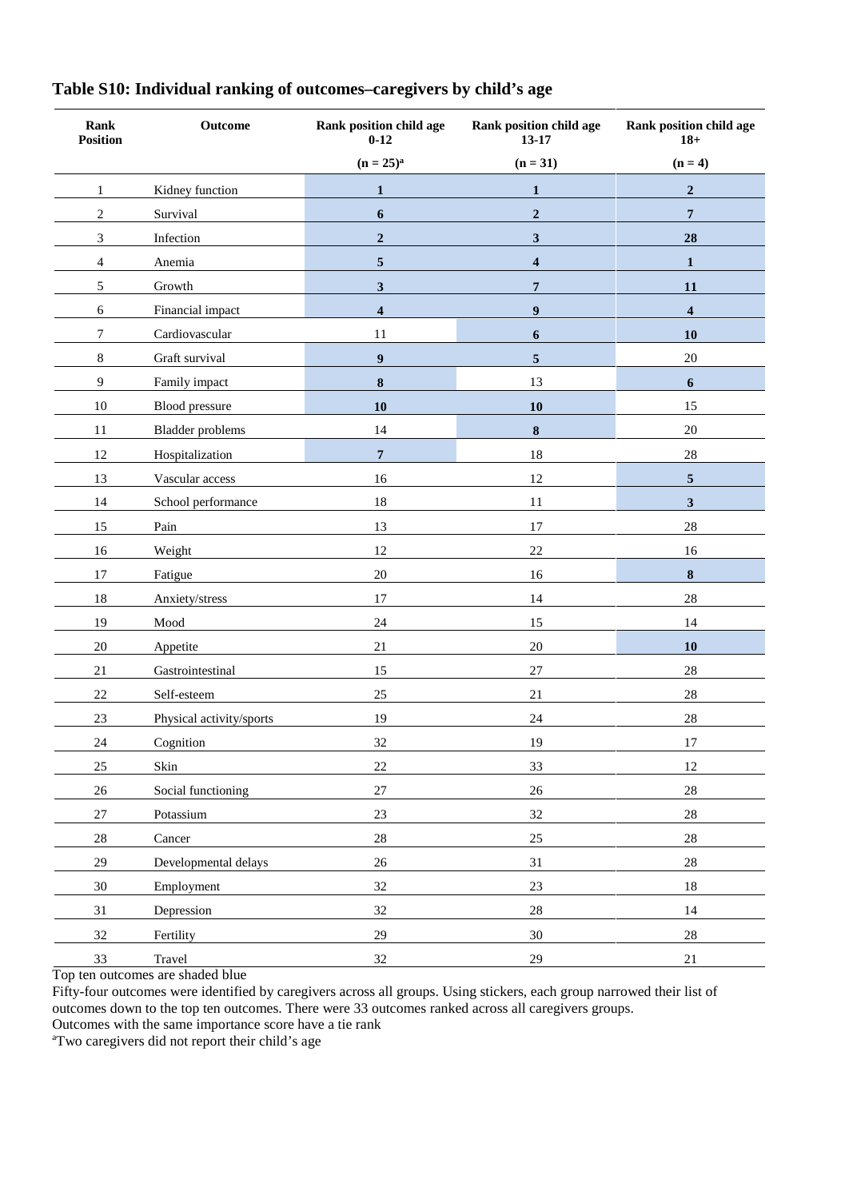## Table S10: Individual ranking of outcomes–caregivers by child's age

| Rank Position | Outcome | Rank position child age 0-12 | Rank position child age 13-17 | Rank position child age 18+ |
|---|---|---|---|---|
| | | (n = 25)[a] | (n = 31) | (n = 4) |
| 1 | Kidney function | **1** | **1** | **2** |
| 2 | Survival | **6** | **2** | **7** |
| 3 | Infection | **2** | **3** | **28** |
| 4 | Anemia | **5** | **4** | **1** |
| 5 | Growth | **3** | **7** | **11** |
| 6 | Financial impact | **4** | **9** | **4** |
| 7 | Cardiovascular | 11 | **6** | **10** |
| 8 | Graft survival | **9** | **5** | 20 |
| 9 | Family impact | **8** | 13 | **6** |
| 10 | Blood pressure | **10** | **10** | 15 |
| 11 | Bladder problems | 14 | **8** | 20 |
| 12 | Hospitalization | **7** | 18 | 28 |
| 13 | Vascular access | 16 | 12 | **5** |
| 14 | School performance | 18 | 11 | **3** |
| 15 | Pain | 13 | 17 | 28 |
| 16 | Weight | 12 | 22 | 16 |
| 17 | Fatigue | 20 | 16 | **8** |
| 18 | Anxiety/stress | 17 | 14 | 28 |
| 19 | Mood | 24 | 15 | 14 |
| 20 | Appetite | 21 | 20 | **10** |
| 21 | Gastrointestinal | 15 | 27 | 28 |
| 22 | Self-esteem | 25 | 21 | 28 |
| 23 | Physical activity/sports | 19 | 24 | 28 |
| 24 | Cognition | 32 | 19 | 17 |
| 25 | Skin | 22 | 33 | 12 |
| 26 | Social functioning | 27 | 26 | 28 |
| 27 | Potassium | 23 | 32 | 28 |
| 28 | Cancer | 28 | 25 | 28 |
| 29 | Developmental delays | 26 | 31 | 28 |
| 30 | Employment | 32 | 23 | 18 |
| 31 | Depression | 32 | 28 | 14 |
| 32 | Fertility | 29 | 30 | 28 |
| 33 | Travel | 32 | 29 | 21 |

Top ten outcomes are shaded blue

Fifty-four outcomes were identified by caregivers across all groups. Using stickers, each group narrowed their list of outcomes down to the top ten outcomes. There were 33 outcomes ranked across all caregivers groups.

Outcomes with the same importance score have a tie rank

[a]Two caregivers did not report their child's age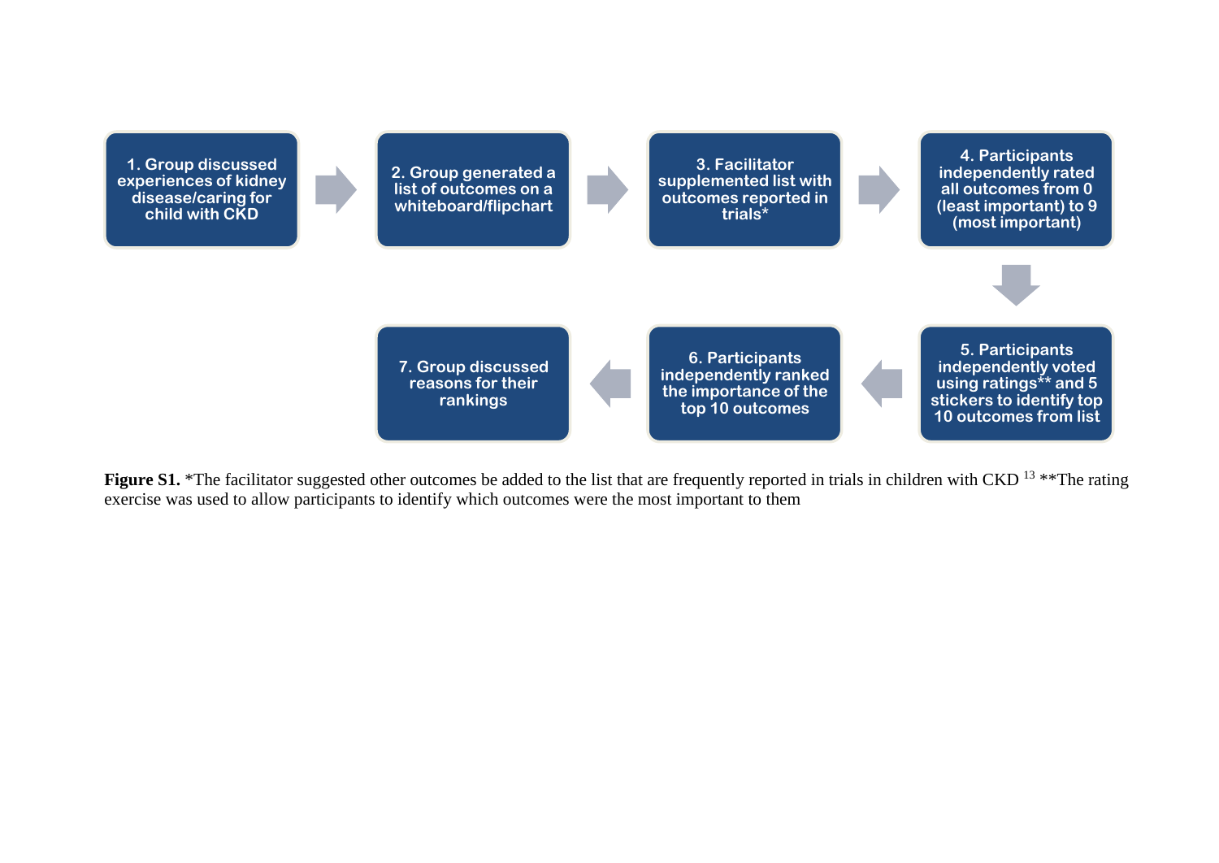1. Group discussed experiences of kidney disease/caring for child with CKD

2. Group generated a list of outcomes on a whiteboard/flipchart

3. Facilitator supplemented list with outcomes reported in trials*

4. Participants independently rated all outcomes from 0 (least important) to 9 (most important)

5. Participants independently voted using ratings** and 5 stickers to identify top 10 outcomes from list

6. Participants independently ranked the importance of the top 10 outcomes

7. Group discussed reasons for their rankings

**Figure S1.** *The facilitator suggested other outcomes be added to the list that are frequently reported in trials in children with CKD [13] **The rating exercise was used to allow participants to identify which outcomes were the most important to them